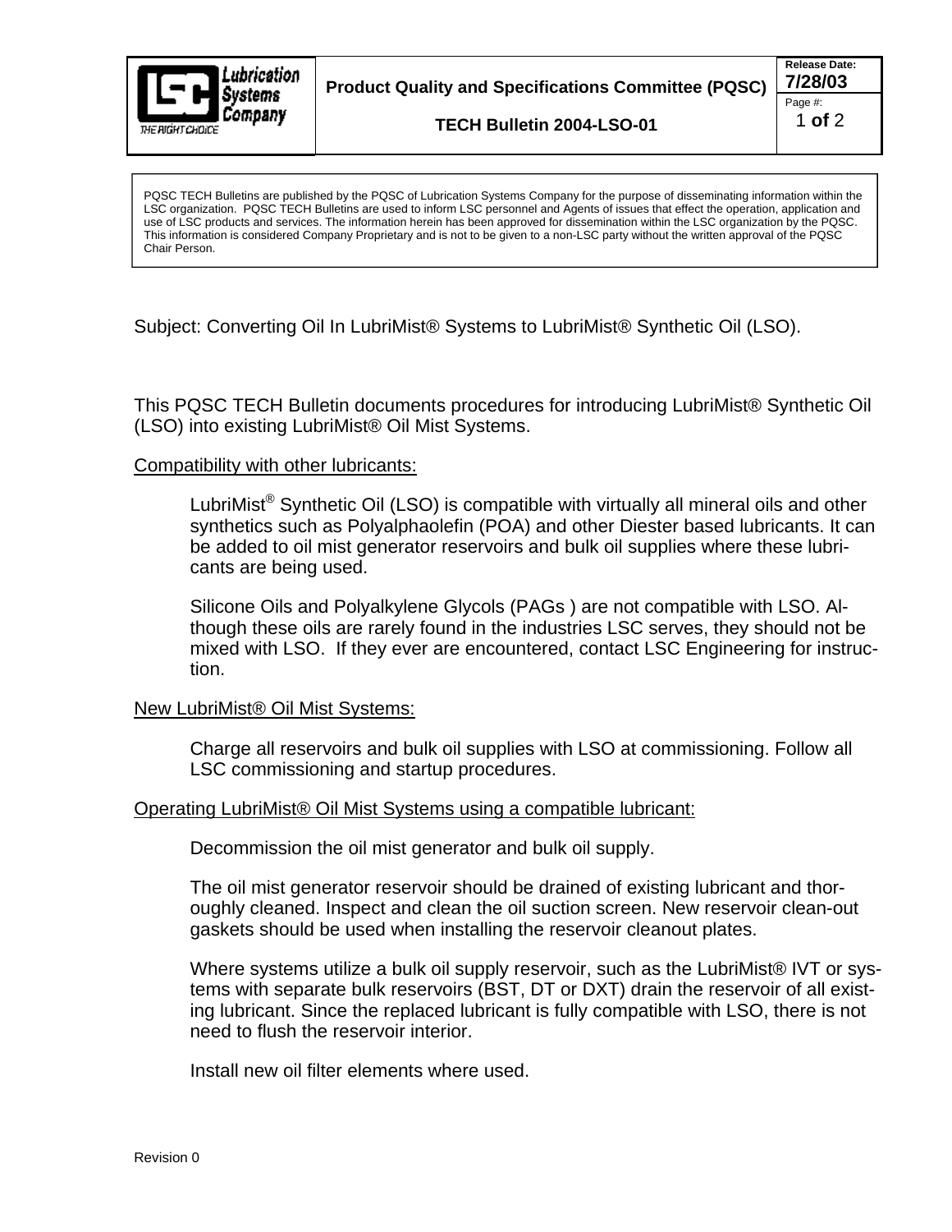| Lubrication Systems Company — THE RIGHT CHOICE | Product Quality and Specifications Committee (PQSC)<br><br>TECH Bulletin 2004-LSO-01 | Release Date: **7/28/03** |
|---|---|---|

PQSC TECH Bulletins are published by the PQSC of Lubrication Systems Company for the purpose of disseminating information within the LSC organization. PQSC TECH Bulletins are used to inform LSC personnel and Agents of issues that effect the operation, application and use of LSC products and services. The information herein has been approved for dissemination within the LSC organization by the PQSC. This information is considered Company Proprietary and is not to be given to a non-LSC party without the written approval of the PQSC Chair Person.

Subject: Converting Oil In LubriMist® Systems to LubriMist® Synthetic Oil (LSO).

This PQSC TECH Bulletin documents procedures for introducing LubriMist® Synthetic Oil (LSO) into existing LubriMist® Oil Mist Systems.

Compatibility with other lubricants:

LubriMist® Synthetic Oil (LSO) is compatible with virtually all mineral oils and other synthetics such as Polyalphaolefin (POA) and other Diester based lubricants. It can be added to oil mist generator reservoirs and bulk oil supplies where these lubricants are being used.

Silicone Oils and Polyalkylene Glycols (PAGs ) are not compatible with LSO. Although these oils are rarely found in the industries LSC serves, they should not be mixed with LSO. If they ever are encountered, contact LSC Engineering for instruction.

New LubriMist® Oil Mist Systems:

Charge all reservoirs and bulk oil supplies with LSO at commissioning. Follow all LSC commissioning and startup procedures.

Operating LubriMist® Oil Mist Systems using a compatible lubricant:

Decommission the oil mist generator and bulk oil supply.

The oil mist generator reservoir should be drained of existing lubricant and thoroughly cleaned. Inspect and clean the oil suction screen. New reservoir clean-out gaskets should be used when installing the reservoir cleanout plates.

Where systems utilize a bulk oil supply reservoir, such as the LubriMist® IVT or systems with separate bulk reservoirs (BST, DT or DXT) drain the reservoir of all existing lubricant. Since the replaced lubricant is fully compatible with LSO, there is not need to flush the reservoir interior.

Install new oil filter elements where used.

Revision 0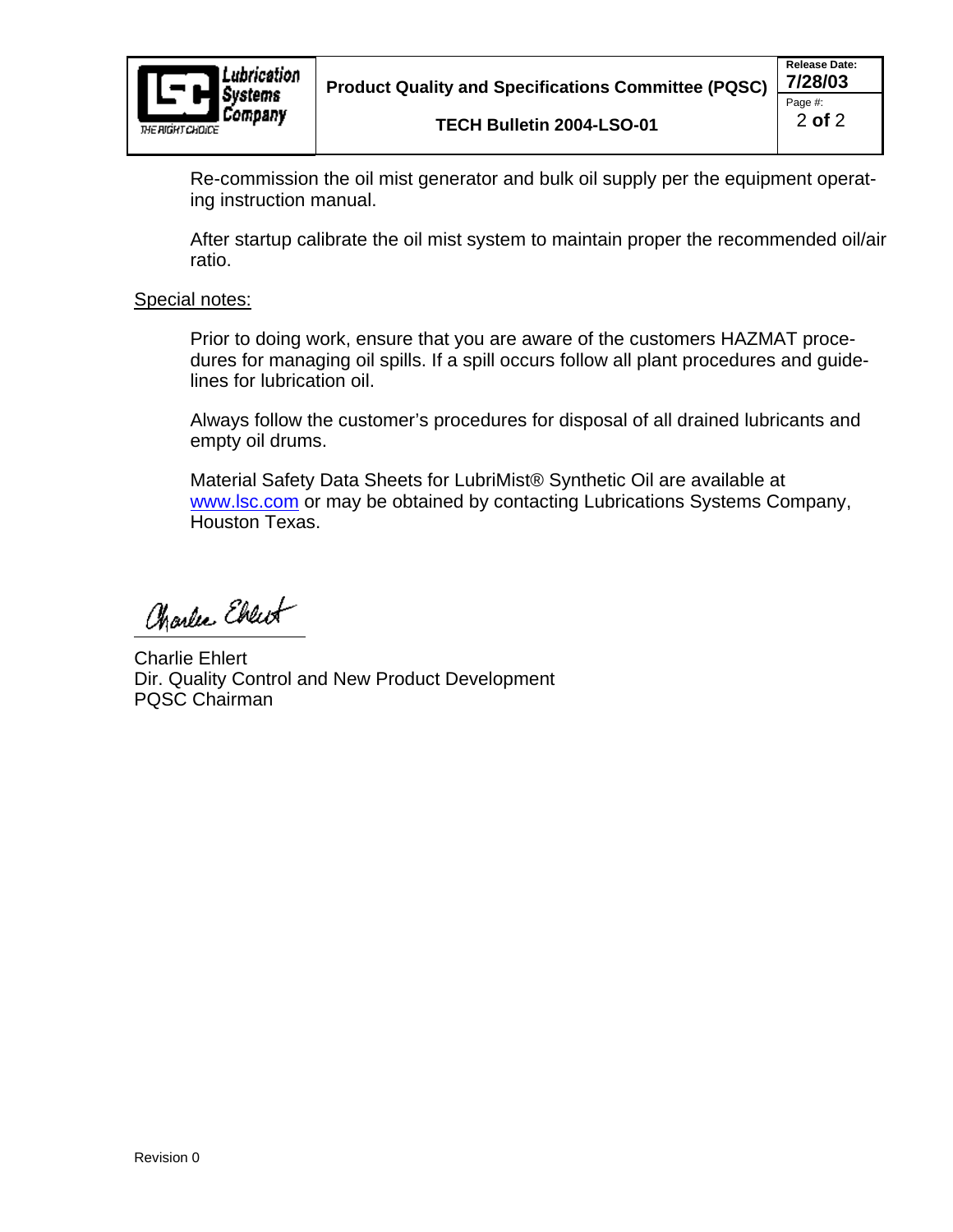Re-commission the oil mist generator and bulk oil supply per the equipment operating instruction manual.

After startup calibrate the oil mist system to maintain proper the recommended oil/air ratio.

Special notes:

Prior to doing work, ensure that you are aware of the customers HAZMAT procedures for managing oil spills. If a spill occurs follow all plant procedures and guidelines for lubrication oil.

Always follow the customer's procedures for disposal of all drained lubricants and empty oil drums.

Material Safety Data Sheets for LubriMist® Synthetic Oil are available at www.lsc.com or may be obtained by contacting Lubrications Systems Company, Houston Texas.

Charlie Ehlert
Dir. Quality Control and New Product Development
PQSC Chairman

Revision 0